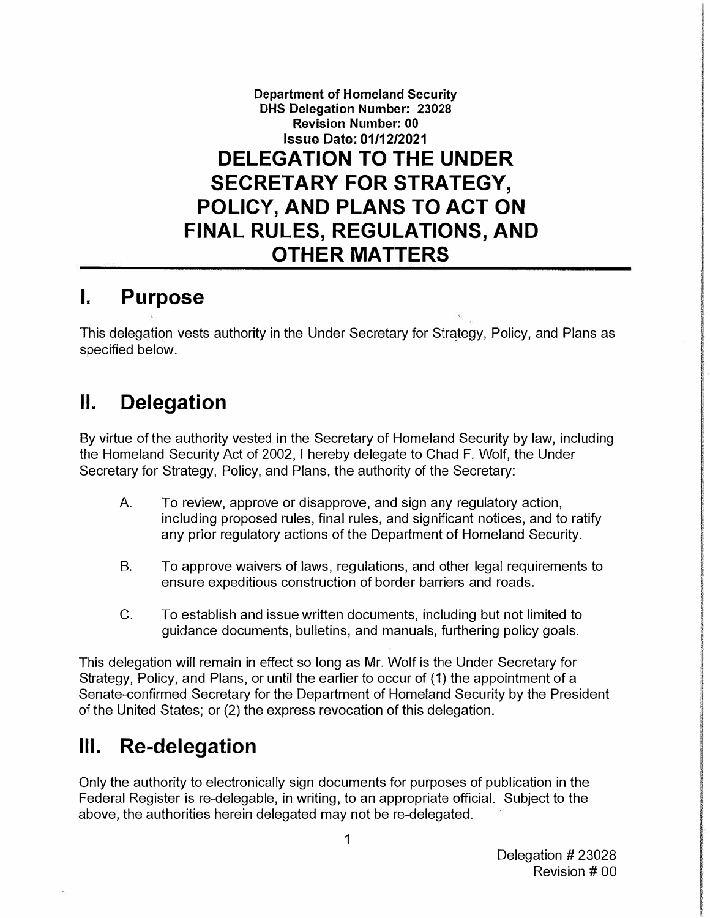**Department of Homeland Security**
**DHS Delegation Number: 23028**
**Revision Number: 00**
**Issue Date: 01/12/2021**

# DELEGATION TO THE UNDER SECRETARY FOR STRATEGY, POLICY, AND PLANS TO ACT ON FINAL RULES, REGULATIONS, AND OTHER MATTERS

## I. Purpose

This delegation vests authority in the Under Secretary for Strategy, Policy, and Plans as specified below.

## II. Delegation

By virtue of the authority vested in the Secretary of Homeland Security by law, including the Homeland Security Act of 2002, I hereby delegate to Chad F. Wolf, the Under Secretary for Strategy, Policy, and Plans, the authority of the Secretary:

A. To review, approve or disapprove, and sign any regulatory action, including proposed rules, final rules, and significant notices, and to ratify any prior regulatory actions of the Department of Homeland Security.

B. To approve waivers of laws, regulations, and other legal requirements to ensure expeditious construction of border barriers and roads.

C. To establish and issue written documents, including but not limited to guidance documents, bulletins, and manuals, furthering policy goals.

This delegation will remain in effect so long as Mr. Wolf is the Under Secretary for Strategy, Policy, and Plans, or until the earlier to occur of (1) the appointment of a Senate-confirmed Secretary for the Department of Homeland Security by the President of the United States; or (2) the express revocation of this delegation.

## III. Re-delegation

Only the authority to electronically sign documents for purposes of publication in the Federal Register is re-delegable, in writing, to an appropriate official. Subject to the above, the authorities herein delegated may not be re-delegated.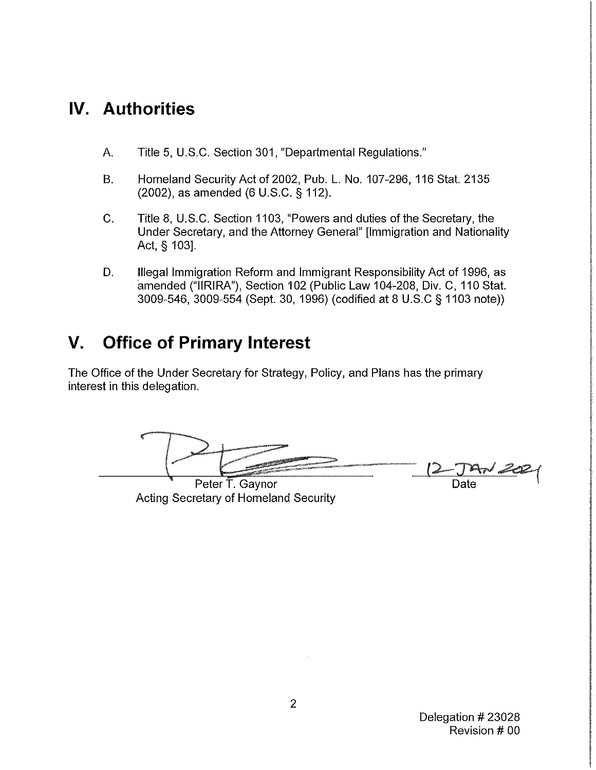## IV. Authorities

A. Title 5, U.S.C. Section 301, "Departmental Regulations."

B. Homeland Security Act of 2002, Pub. L. No. 107-296, 116 Stat. 2135 (2002), as amended (6 U.S.C. § 112).

C. Title 8, U.S.C. Section 1103, "Powers and duties of the Secretary, the Under Secretary, and the Attorney General" [Immigration and Nationality Act, § 103].

D. Illegal Immigration Reform and Immigrant Responsibility Act of 1996, as amended ("IIRIRA"), Section 102 (Public Law 104-208, Div. C, 110 Stat. 3009-546, 3009-554 (Sept. 30, 1996) (codified at 8 U.S.C § 1103 note))

## V. Office of Primary Interest

The Office of the Under Secretary for Strategy, Policy, and Plans has the primary interest in this delegation.

Peter T. Gaynor
Acting Secretary of Homeland Security

12 JAN 2021
Date

Delegation # 23028
Revision # 00